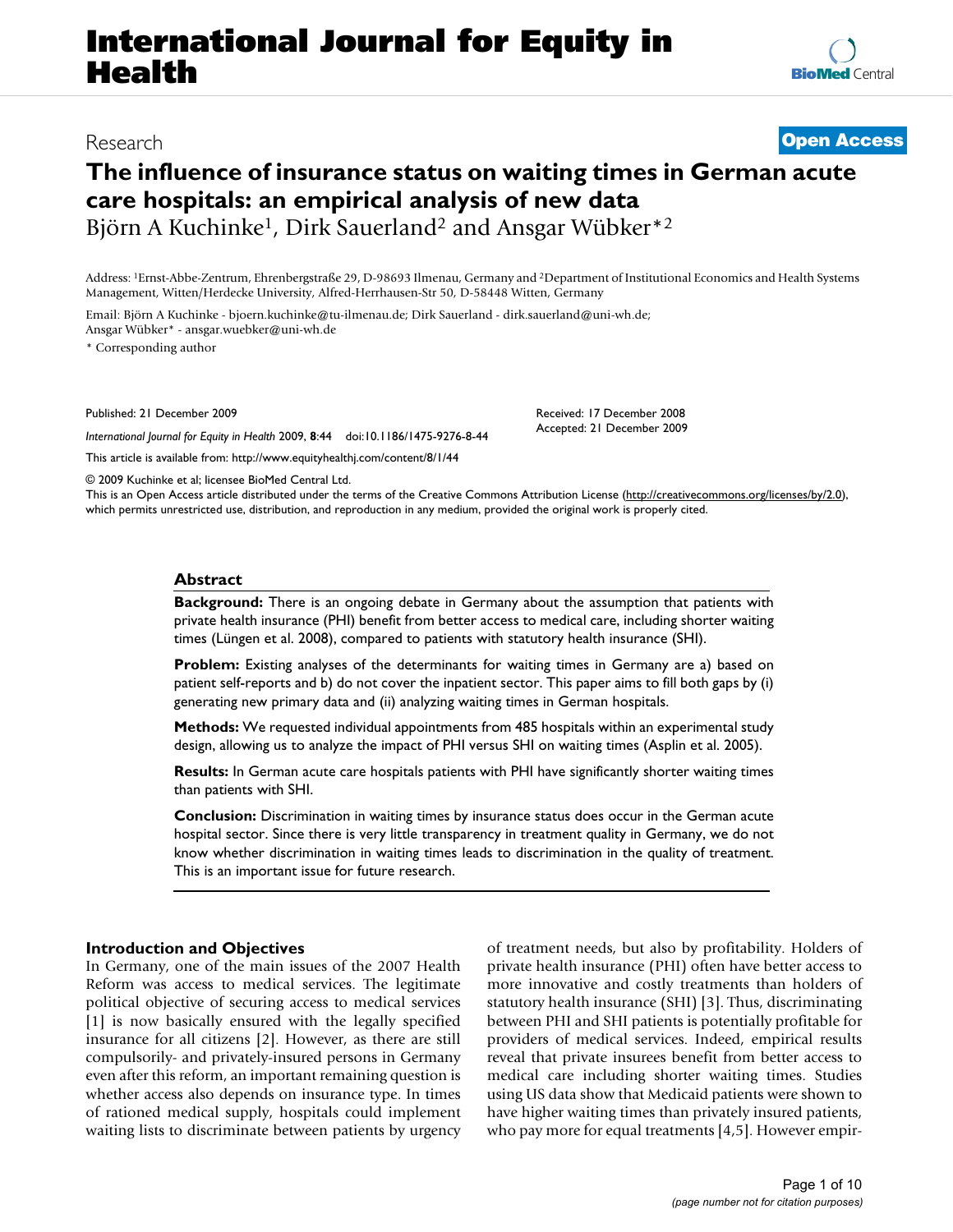# International Journal for Equity in Health

Research

**Open Access**

# The influence of insurance status on waiting times in German acute care hospitals: an empirical analysis of new data

Björn A Kuchinke[1], Dirk Sauerland[2] and Ansgar Wübker*[2]

Address: [1]Ernst-Abbe-Zentrum, Ehrenbergstraße 29, D-98693 Ilmenau, Germany and [2]Department of Institutional Economics and Health Systems Management, Witten/Herdecke University, Alfred-Herrhausen-Str 50, D-58448 Witten, Germany

Email: Björn A Kuchinke - bjoern.kuchinke@tu-ilmenau.de; Dirk Sauerland - dirk.sauerland@uni-wh.de; Ansgar Wübker* - ansgar.wuebker@uni-wh.de

* Corresponding author

Published: 21 December 2009

*International Journal for Equity in Health* 2009, **8**:44 doi:10.1186/1475-9276-8-44

Received: 17 December 2008
Accepted: 21 December 2009

This article is available from: http://www.equityhealthj.com/content/8/1/44

© 2009 Kuchinke et al; licensee BioMed Central Ltd.
This is an Open Access article distributed under the terms of the Creative Commons Attribution License (http://creativecommons.org/licenses/by/2.0), which permits unrestricted use, distribution, and reproduction in any medium, provided the original work is properly cited.

## Abstract

**Background:** There is an ongoing debate in Germany about the assumption that patients with private health insurance (PHI) benefit from better access to medical care, including shorter waiting times (Lüngen et al. 2008), compared to patients with statutory health insurance (SHI).

**Problem:** Existing analyses of the determinants for waiting times in Germany are a) based on patient self-reports and b) do not cover the inpatient sector. This paper aims to fill both gaps by (i) generating new primary data and (ii) analyzing waiting times in German hospitals.

**Methods:** We requested individual appointments from 485 hospitals within an experimental study design, allowing us to analyze the impact of PHI versus SHI on waiting times (Asplin et al. 2005).

**Results:** In German acute care hospitals patients with PHI have significantly shorter waiting times than patients with SHI.

**Conclusion:** Discrimination in waiting times by insurance status does occur in the German acute hospital sector. Since there is very little transparency in treatment quality in Germany, we do not know whether discrimination in waiting times leads to discrimination in the quality of treatment. This is an important issue for future research.

## Introduction and Objectives

In Germany, one of the main issues of the 2007 Health Reform was access to medical services. The legitimate political objective of securing access to medical services [1] is now basically ensured with the legally specified insurance for all citizens [2]. However, as there are still compulsorily- and privately-insured persons in Germany even after this reform, an important remaining question is whether access also depends on insurance type. In times of rationed medical supply, hospitals could implement waiting lists to discriminate between patients by urgency of treatment needs, but also by profitability. Holders of private health insurance (PHI) often have better access to more innovative and costly treatments than holders of statutory health insurance (SHI) [3]. Thus, discriminating between PHI and SHI patients is potentially profitable for providers of medical services. Indeed, empirical results reveal that private insurees benefit from better access to medical care including shorter waiting times. Studies using US data show that Medicaid patients were shown to have higher waiting times than privately insured patients, who pay more for equal treatments [4,5]. However empir-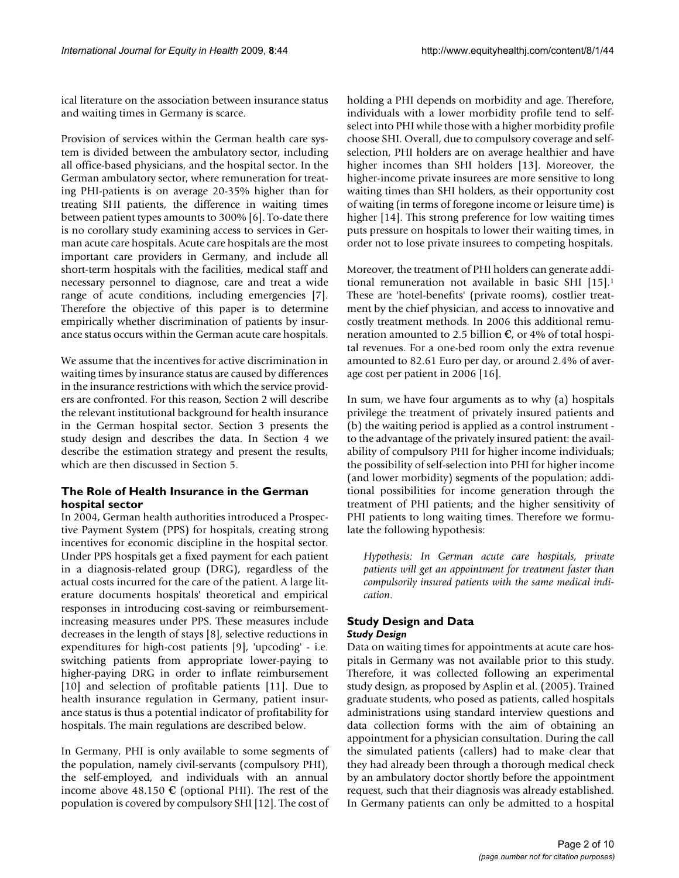ical literature on the association between insurance status and waiting times in Germany is scarce.

Provision of services within the German health care system is divided between the ambulatory sector, including all office-based physicians, and the hospital sector. In the German ambulatory sector, where remuneration for treating PHI-patients is on average 20-35% higher than for treating SHI patients, the difference in waiting times between patient types amounts to 300% [6]. To-date there is no corollary study examining access to services in German acute care hospitals. Acute care hospitals are the most important care providers in Germany, and include all short-term hospitals with the facilities, medical staff and necessary personnel to diagnose, care and treat a wide range of acute conditions, including emergencies [7]. Therefore the objective of this paper is to determine empirically whether discrimination of patients by insurance status occurs within the German acute care hospitals.

We assume that the incentives for active discrimination in waiting times by insurance status are caused by differences in the insurance restrictions with which the service providers are confronted. For this reason, Section 2 will describe the relevant institutional background for health insurance in the German hospital sector. Section 3 presents the study design and describes the data. In Section 4 we describe the estimation strategy and present the results, which are then discussed in Section 5.

## The Role of Health Insurance in the German hospital sector

In 2004, German health authorities introduced a Prospective Payment System (PPS) for hospitals, creating strong incentives for economic discipline in the hospital sector. Under PPS hospitals get a fixed payment for each patient in a diagnosis-related group (DRG), regardless of the actual costs incurred for the care of the patient. A large literature documents hospitals' theoretical and empirical responses in introducing cost-saving or reimbursement-increasing measures under PPS. These measures include decreases in the length of stays [8], selective reductions in expenditures for high-cost patients [9], 'upcoding' - i.e. switching patients from appropriate lower-paying to higher-paying DRG in order to inflate reimbursement [10] and selection of profitable patients [11]. Due to health insurance regulation in Germany, patient insurance status is thus a potential indicator of profitability for hospitals. The main regulations are described below.

In Germany, PHI is only available to some segments of the population, namely civil-servants (compulsory PHI), the self-employed, and individuals with an annual income above 48.150 € (optional PHI). The rest of the population is covered by compulsory SHI [12]. The cost of holding a PHI depends on morbidity and age. Therefore, individuals with a lower morbidity profile tend to self-select into PHI while those with a higher morbidity profile choose SHI. Overall, due to compulsory coverage and self-selection, PHI holders are on average healthier and have higher incomes than SHI holders [13]. Moreover, the higher-income private insurees are more sensitive to long waiting times than SHI holders, as their opportunity cost of waiting (in terms of foregone income or leisure time) is higher [14]. This strong preference for low waiting times puts pressure on hospitals to lower their waiting times, in order not to lose private insurees to competing hospitals.

Moreover, the treatment of PHI holders can generate additional remuneration not available in basic SHI [15].[1] These are 'hotel-benefits' (private rooms), costlier treatment by the chief physician, and access to innovative and costly treatment methods. In 2006 this additional remuneration amounted to 2.5 billion €, or 4% of total hospital revenues. For a one-bed room only the extra revenue amounted to 82.61 Euro per day, or around 2.4% of average cost per patient in 2006 [16].

In sum, we have four arguments as to why (a) hospitals privilege the treatment of privately insured patients and (b) the waiting period is applied as a control instrument - to the advantage of the privately insured patient: the availability of compulsory PHI for higher income individuals; the possibility of self-selection into PHI for higher income (and lower morbidity) segments of the population; additional possibilities for income generation through the treatment of PHI patients; and the higher sensitivity of PHI patients to long waiting times. Therefore we formulate the following hypothesis:

> *Hypothesis: In German acute care hospitals, private patients will get an appointment for treatment faster than compulsorily insured patients with the same medical indication.*

## Study Design and Data

### Study Design

Data on waiting times for appointments at acute care hospitals in Germany was not available prior to this study. Therefore, it was collected following an experimental study design, as proposed by Asplin et al. (2005). Trained graduate students, who posed as patients, called hospitals administrations using standard interview questions and data collection forms with the aim of obtaining an appointment for a physician consultation. During the call the simulated patients (callers) had to make clear that they had already been through a thorough medical check by an ambulatory doctor shortly before the appointment request, such that their diagnosis was already established. In Germany patients can only be admitted to a hospital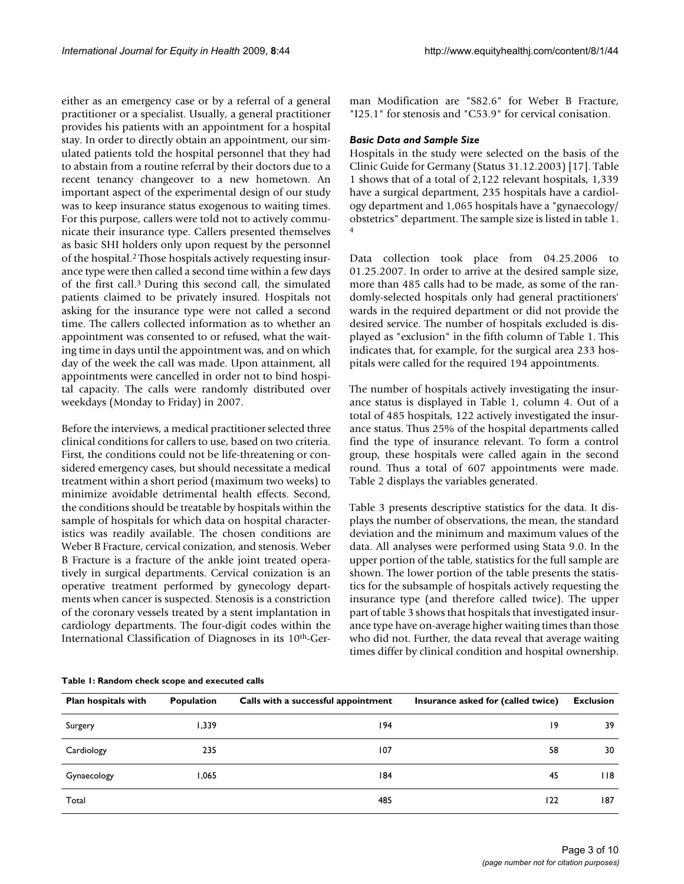either as an emergency case or by a referral of a general practitioner or a specialist. Usually, a general practitioner provides his patients with an appointment for a hospital stay. In order to directly obtain an appointment, our simulated patients told the hospital personnel that they had to abstain from a routine referral by their doctors due to a recent tenancy changeover to a new hometown. An important aspect of the experimental design of our study was to keep insurance status exogenous to waiting times. For this purpose, callers were told not to actively communicate their insurance type. Callers presented themselves as basic SHI holders only upon request by the personnel of the hospital.[2] Those hospitals actively requesting insurance type were then called a second time within a few days of the first call.[3] During this second call, the simulated patients claimed to be privately insured. Hospitals not asking for the insurance type were not called a second time. The callers collected information as to whether an appointment was consented to or refused, what the waiting time in days until the appointment was, and on which day of the week the call was made. Upon attainment, all appointments were cancelled in order not to bind hospital capacity. The calls were randomly distributed over weekdays (Monday to Friday) in 2007.

Before the interviews, a medical practitioner selected three clinical conditions for callers to use, based on two criteria. First, the conditions could not be life-threatening or considered emergency cases, but should necessitate a medical treatment within a short period (maximum two weeks) to minimize avoidable detrimental health effects. Second, the conditions should be treatable by hospitals within the sample of hospitals for which data on hospital characteristics was readily available. The chosen conditions are Weber B Fracture, cervical conization, and stenosis. Weber B Fracture is a fracture of the ankle joint treated operatively in surgical departments. Cervical conization is an operative treatment performed by gynecology departments when cancer is suspected. Stenosis is a constriction of the coronary vessels treated by a stent implantation in cardiology departments. The four-digit codes within the International Classification of Diagnoses in its 10th-German Modification are "S82.6" for Weber B Fracture, "I25.1" for stenosis and "C53.9" for cervical conisation.

### *Basic Data and Sample Size*

Hospitals in the study were selected on the basis of the Clinic Guide for Germany (Status 31.12.2003) [17]. Table 1 shows that of a total of 2,122 relevant hospitals, 1,339 have a surgical department, 235 hospitals have a cardiology department and 1,065 hospitals have a "gynaecology/obstetrics" department. The sample size is listed in table 1.[4]

Data collection took place from 04.25.2006 to 01.25.2007. In order to arrive at the desired sample size, more than 485 calls had to be made, as some of the randomly-selected hospitals only had general practitioners' wards in the required department or did not provide the desired service. The number of hospitals excluded is displayed as "exclusion" in the fifth column of Table 1. This indicates that, for example, for the surgical area 233 hospitals were called for the required 194 appointments.

The number of hospitals actively investigating the insurance status is displayed in Table 1, column 4. Out of a total of 485 hospitals, 122 actively investigated the insurance status. Thus 25% of the hospital departments called find the type of insurance relevant. To form a control group, these hospitals were called again in the second round. Thus a total of 607 appointments were made. Table 2 displays the variables generated.

Table 3 presents descriptive statistics for the data. It displays the number of observations, the mean, the standard deviation and the minimum and maximum values of the data. All analyses were performed using Stata 9.0. In the upper portion of the table, statistics for the full sample are shown. The lower portion of the table presents the statistics for the subsample of hospitals actively requesting the insurance type (and therefore called twice). The upper part of table 3 shows that hospitals that investigated insurance type have on-average higher waiting times than those who did not. Further, the data reveal that average waiting times differ by clinical condition and hospital ownership.

**Table 1: Random check scope and executed calls**

| Plan hospitals with | Population | Calls with a successful appointment | Insurance asked for (called twice) | Exclusion |
|---|---|---|---|---|
| Surgery | 1,339 | 194 | 19 | 39 |
| Cardiology | 235 | 107 | 58 | 30 |
| Gynaecology | 1,065 | 184 | 45 | 118 |
| Total | | 485 | 122 | 187 |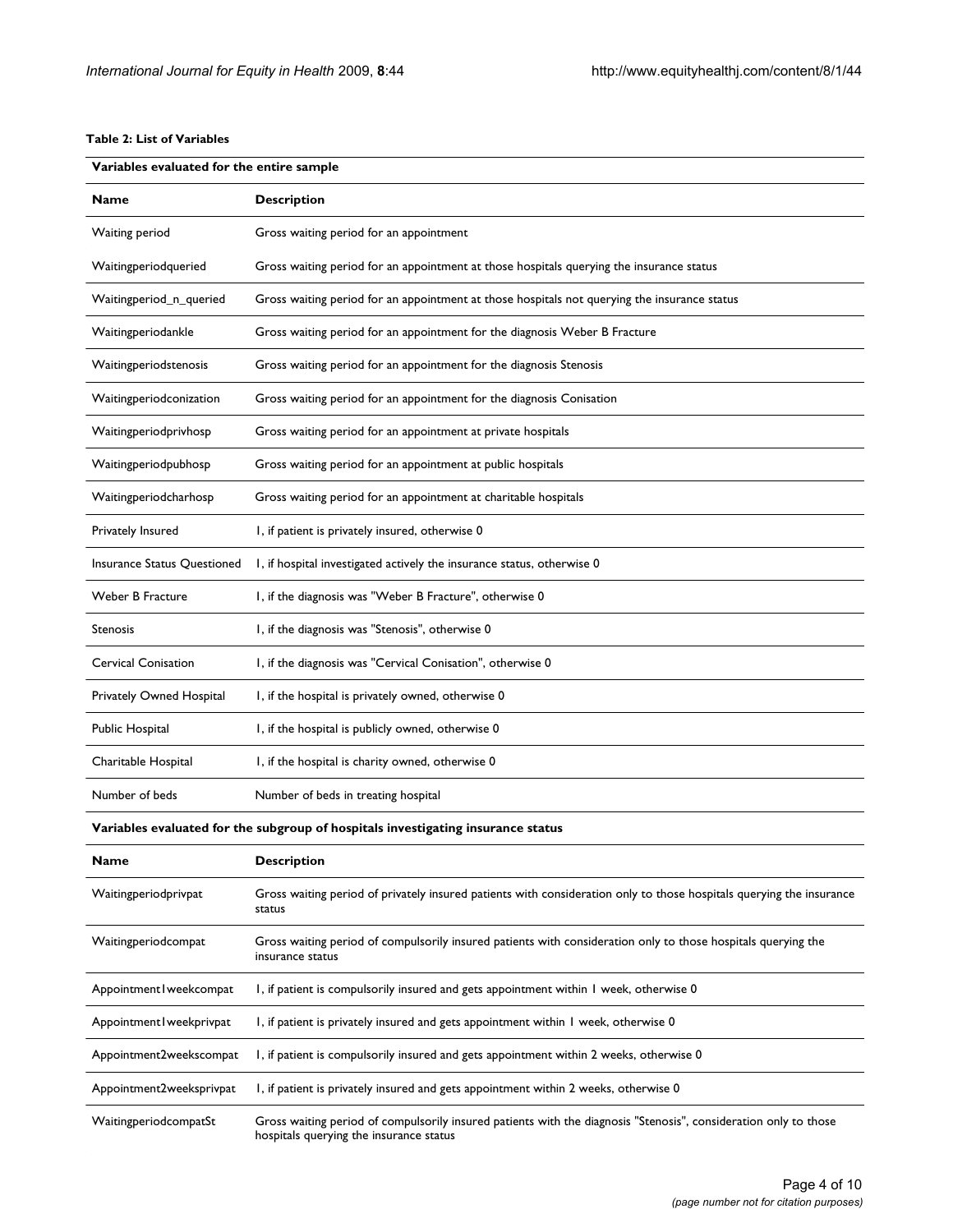**Table 2: List of Variables**

| Variables evaluated for the entire sample | |
|---|---|
| **Name** | **Description** |
| Waiting period | Gross waiting period for an appointment |
| Waitingperiodqueried | Gross waiting period for an appointment at those hospitals querying the insurance status |
| Waitingperiod_n_queried | Gross waiting period for an appointment at those hospitals not querying the insurance status |
| Waitingperiodankle | Gross waiting period for an appointment for the diagnosis Weber B Fracture |
| Waitingperiodstenosis | Gross waiting period for an appointment for the diagnosis Stenosis |
| Waitingperiodconization | Gross waiting period for an appointment for the diagnosis Conisation |
| Waitingperiodprivhosp | Gross waiting period for an appointment at private hospitals |
| Waitingperiodpubhosp | Gross waiting period for an appointment at public hospitals |
| Waitingperiodcharhosp | Gross waiting period for an appointment at charitable hospitals |
| Privately Insured | 1, if patient is privately insured, otherwise 0 |
| Insurance Status Questioned | 1, if hospital investigated actively the insurance status, otherwise 0 |
| Weber B Fracture | 1, if the diagnosis was "Weber B Fracture", otherwise 0 |
| Stenosis | 1, if the diagnosis was "Stenosis", otherwise 0 |
| Cervical Conisation | 1, if the diagnosis was "Cervical Conisation", otherwise 0 |
| Privately Owned Hospital | 1, if the hospital is privately owned, otherwise 0 |
| Public Hospital | 1, if the hospital is publicly owned, otherwise 0 |
| Charitable Hospital | 1, if the hospital is charity owned, otherwise 0 |
| Number of beds | Number of beds in treating hospital |
| **Variables evaluated for the subgroup of hospitals investigating insurance status** | |
| **Name** | **Description** |
| Waitingperiodprivpat | Gross waiting period of privately insured patients with consideration only to those hospitals querying the insurance status |
| Waitingperiodcompat | Gross waiting period of compulsorily insured patients with consideration only to those hospitals querying the insurance status |
| Appointment1weekcompat | 1, if patient is compulsorily insured and gets appointment within 1 week, otherwise 0 |
| Appointment1weekprivpat | 1, if patient is privately insured and gets appointment within 1 week, otherwise 0 |
| Appointment2weekscompat | 1, if patient is compulsorily insured and gets appointment within 2 weeks, otherwise 0 |
| Appointment2weeksprivpat | 1, if patient is privately insured and gets appointment within 2 weeks, otherwise 0 |
| WaitingperiodcompatSt | Gross waiting period of compulsorily insured patients with the diagnosis "Stenosis", consideration only to those hospitals querying the insurance status |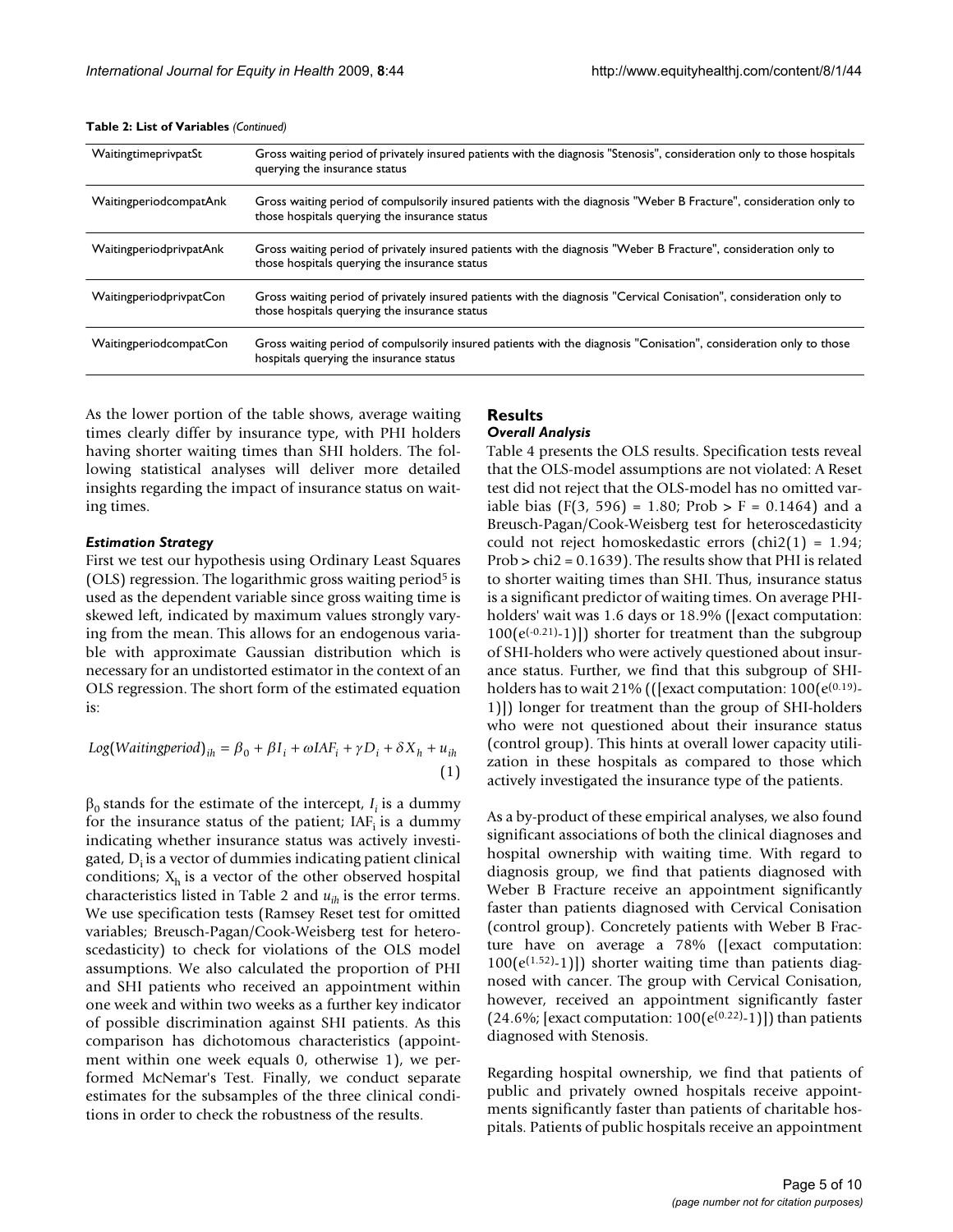**Table 2: List of Variables** *(Continued)*

| | |
|---|---|
| WaitingtimeprivpatSt | Gross waiting period of privately insured patients with the diagnosis "Stenosis", consideration only to those hospitals querying the insurance status |
| WaitingperiodcompatAnk | Gross waiting period of compulsorily insured patients with the diagnosis "Weber B Fracture", consideration only to those hospitals querying the insurance status |
| WaitingperiodprivpatAnk | Gross waiting period of privately insured patients with the diagnosis "Weber B Fracture", consideration only to those hospitals querying the insurance status |
| WaitingperiodprivpatCon | Gross waiting period of privately insured patients with the diagnosis "Cervical Conisation", consideration only to those hospitals querying the insurance status |
| WaitingperiodcompatCon | Gross waiting period of compulsorily insured patients with the diagnosis "Conisation", consideration only to those hospitals querying the insurance status |

As the lower portion of the table shows, average waiting times clearly differ by insurance type, with PHI holders having shorter waiting times than SHI holders. The following statistical analyses will deliver more detailed insights regarding the impact of insurance status on waiting times.

### *Estimation Strategy*

First we test our hypothesis using Ordinary Least Squares (OLS) regression. The logarithmic gross waiting period[5] is used as the dependent variable since gross waiting time is skewed left, indicated by maximum values strongly varying from the mean. This allows for an endogenous variable with approximate Gaussian distribution which is necessary for an undistorted estimator in the context of an OLS regression. The short form of the estimated equation is:

$$Log(Waitingperiod)_{ih} = \beta_0 + \beta I_i + \omega IAF_i + \gamma D_i + \delta X_h + u_{ih} \quad (1)$$

$\beta_0$ stands for the estimate of the intercept, $I_i$ is a dummy for the insurance status of the patient; $IAF_i$ is a dummy indicating whether insurance status was actively investigated, $D_i$ is a vector of dummies indicating patient clinical conditions; $X_h$ is a vector of the other observed hospital characteristics listed in Table 2 and $u_{ih}$ is the error terms. We use specification tests (Ramsey Reset test for omitted variables; Breusch-Pagan/Cook-Weisberg test for heteroscedasticity) to check for violations of the OLS model assumptions. We also calculated the proportion of PHI and SHI patients who received an appointment within one week and within two weeks as a further key indicator of possible discrimination against SHI patients. As this comparison has dichotomous characteristics (appointment within one week equals 0, otherwise 1), we performed McNemar's Test. Finally, we conduct separate estimates for the subsamples of the three clinical conditions in order to check the robustness of the results.

## Results

### *Overall Analysis*

Table 4 presents the OLS results. Specification tests reveal that the OLS-model assumptions are not violated: A Reset test did not reject that the OLS-model has no omitted variable bias ($F(3, 596) = 1.80$; $Prob > F = 0.1464$) and a Breusch-Pagan/Cook-Weisberg test for heteroscedasticity could not reject homoskedastic errors ($chi2(1) = 1.94$; $Prob > chi2 = 0.1639$). The results show that PHI is related to shorter waiting times than SHI. Thus, insurance status is a significant predictor of waiting times. On average PHI-holders' wait was 1.6 days or 18.9% ([exact computation: $100(e^{(-0.21)}-1)$]) shorter for treatment than the subgroup of SHI-holders who were actively questioned about insurance status. Further, we find that this subgroup of SHI-holders has to wait 21% (([exact computation: $100(e^{(0.19)}-1)$]) longer for treatment than the group of SHI-holders who were not questioned about their insurance status (control group). This hints at overall lower capacity utilization in these hospitals as compared to those which actively investigated the insurance type of the patients.

As a by-product of these empirical analyses, we also found significant associations of both the clinical diagnoses and hospital ownership with waiting time. With regard to diagnosis group, we find that patients diagnosed with Weber B Fracture receive an appointment significantly faster than patients diagnosed with Cervical Conisation (control group). Concretely patients with Weber B Fracture have on average a 78% ([exact computation: $100(e^{(1.52)}-1)$]) shorter waiting time than patients diagnosed with cancer. The group with Cervical Conisation, however, received an appointment significantly faster (24.6%; [exact computation: $100(e^{(0.22)}-1)$]) than patients diagnosed with Stenosis.

Regarding hospital ownership, we find that patients of public and privately owned hospitals receive appointments significantly faster than patients of charitable hospitals. Patients of public hospitals receive an appointment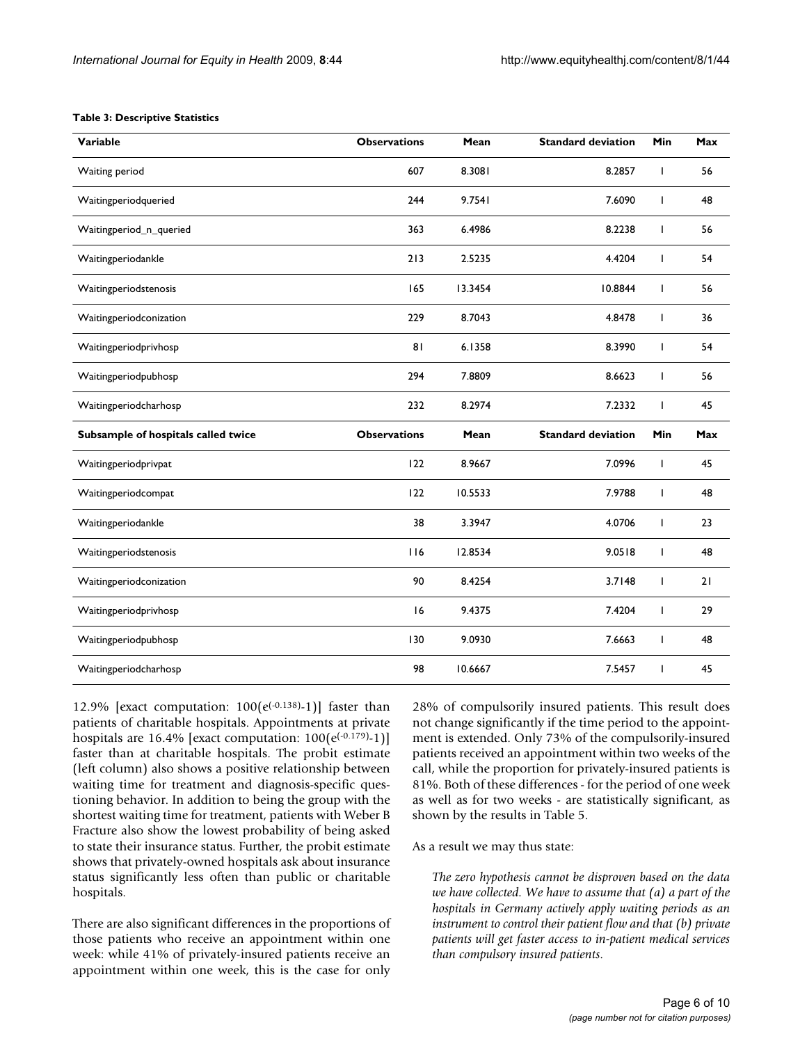**Table 3: Descriptive Statistics**

| Variable | Observations | Mean | Standard deviation | Min | Max |
| --- | --- | --- | --- | --- | --- |
| Waiting period | 607 | 8.3081 | 8.2857 | 1 | 56 |
| Waitingperiodqueried | 244 | 9.7541 | 7.6090 | 1 | 48 |
| Waitingperiod_n_queried | 363 | 6.4986 | 8.2238 | 1 | 56 |
| Waitingperiodankle | 213 | 2.5235 | 4.4204 | 1 | 54 |
| Waitingperiodstenosis | 165 | 13.3454 | 10.8844 | 1 | 56 |
| Waitingperiodconization | 229 | 8.7043 | 4.8478 | 1 | 36 |
| Waitingperiodprivhosp | 81 | 6.1358 | 8.3990 | 1 | 54 |
| Waitingperiodpubhosp | 294 | 7.8809 | 8.6623 | 1 | 56 |
| Waitingperiodcharhosp | 232 | 8.2974 | 7.2332 | 1 | 45 |
| **Subsample of hospitals called twice** | **Observations** | **Mean** | **Standard deviation** | **Min** | **Max** |
| Waitingperiodprivpat | 122 | 8.9667 | 7.0996 | 1 | 45 |
| Waitingperiodcompat | 122 | 10.5533 | 7.9788 | 1 | 48 |
| Waitingperiodankle | 38 | 3.3947 | 4.0706 | 1 | 23 |
| Waitingperiodstenosis | 116 | 12.8534 | 9.0518 | 1 | 48 |
| Waitingperiodconization | 90 | 8.4254 | 3.7148 | 1 | 21 |
| Waitingperiodprivhosp | 16 | 9.4375 | 7.4204 | 1 | 29 |
| Waitingperiodpubhosp | 130 | 9.0930 | 7.6663 | 1 | 48 |
| Waitingperiodcharhosp | 98 | 10.6667 | 7.5457 | 1 | 45 |

12.9% [exact computation: $100(e^{(-0.138)}-1)$] faster than patients of charitable hospitals. Appointments at private hospitals are 16.4% [exact computation: $100(e^{(-0.179)}-1)$] faster than at charitable hospitals. The probit estimate (left column) also shows a positive relationship between waiting time for treatment and diagnosis-specific questioning behavior. In addition to being the group with the shortest waiting time for treatment, patients with Weber B Fracture also show the lowest probability of being asked to state their insurance status. Further, the probit estimate shows that privately-owned hospitals ask about insurance status significantly less often than public or charitable hospitals.

There are also significant differences in the proportions of those patients who receive an appointment within one week: while 41% of privately-insured patients receive an appointment within one week, this is the case for only 28% of compulsorily insured patients. This result does not change significantly if the time period to the appointment is extended. Only 73% of the compulsorily-insured patients received an appointment within two weeks of the call, while the proportion for privately-insured patients is 81%. Both of these differences - for the period of one week as well as for two weeks - are statistically significant, as shown by the results in Table 5.

As a result we may thus state:

*The zero hypothesis cannot be disproven based on the data we have collected. We have to assume that (a) a part of the hospitals in Germany actively apply waiting periods as an instrument to control their patient flow and that (b) private patients will get faster access to in-patient medical services than compulsory insured patients.*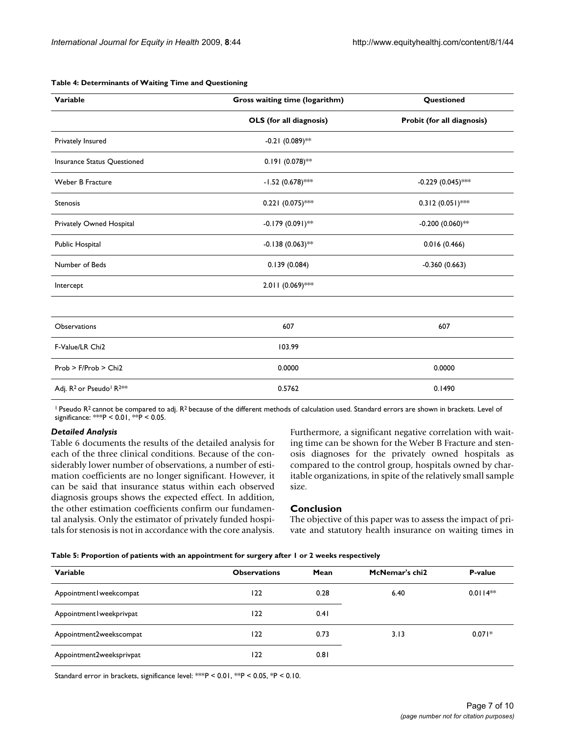**Table 4: Determinants of Waiting Time and Questioning**

| Variable | Gross waiting time (logarithm) | Questioned |
| --- | --- | --- |
| | OLS (for all diagnosis) | Probit (for all diagnosis) |
| Privately Insured | -0.21 (0.089)** | |
| Insurance Status Questioned | 0.191 (0.078)** | |
| Weber B Fracture | -1.52 (0.678)*** | -0.229 (0.045)*** |
| Stenosis | 0.221 (0.075)*** | 0.312 (0.051)*** |
| Privately Owned Hospital | -0.179 (0.091)** | -0.200 (0.060)** |
| Public Hospital | -0.138 (0.063)** | 0.016 (0.466) |
| Number of Beds | 0.139 (0.084) | -0.360 (0.663) |
| Intercept | 2.011 (0.069)*** | |
| | | |
| Observations | 607 | 607 |
| F-Value/LR Chi2 | 103.99 | |
| Prob > F/Prob > Chi2 | 0.0000 | 0.0000 |
| Adj. $R^2$ or Pseudo[1] $R^2$** | 0.5762 | 0.1490 |

[1] Pseudo $R^2$ cannot be compared to adj. $R^2$ because of the different methods of calculation used. Standard errors are shown in brackets. Level of significance: ***P < 0.01, **P < 0.05.

### *Detailed Analysis*

Table 6 documents the results of the detailed analysis for each of the three clinical conditions. Because of the considerably lower number of observations, a number of estimation coefficients are no longer significant. However, it can be said that insurance status within each observed diagnosis groups shows the expected effect. In addition, the other estimation coefficients confirm our fundamental analysis. Only the estimator of privately funded hospitals for stenosis is not in accordance with the core analysis. Furthermore, a significant negative correlation with waiting time can be shown for the Weber B Fracture and stenosis diagnoses for the privately owned hospitals as compared to the control group, hospitals owned by charitable organizations, in spite of the relatively small sample size.

## Conclusion

The objective of this paper was to assess the impact of private and statutory health insurance on waiting times in

**Table 5: Proportion of patients with an appointment for surgery after 1 or 2 weeks respectively**

| Variable | Observations | Mean | McNemar's chi2 | P-value |
| --- | --- | --- | --- | --- |
| Appointment1weekcompat | 122 | 0.28 | 6.40 | 0.0114** |
| Appointment1weekprivpat | 122 | 0.41 | | |
| Appointment2weekscompat | 122 | 0.73 | 3.13 | 0.071* |
| Appointment2weeksprivpat | 122 | 0.81 | | |

Standard error in brackets, significance level: ***P < 0.01, **P < 0.05, *P < 0.10.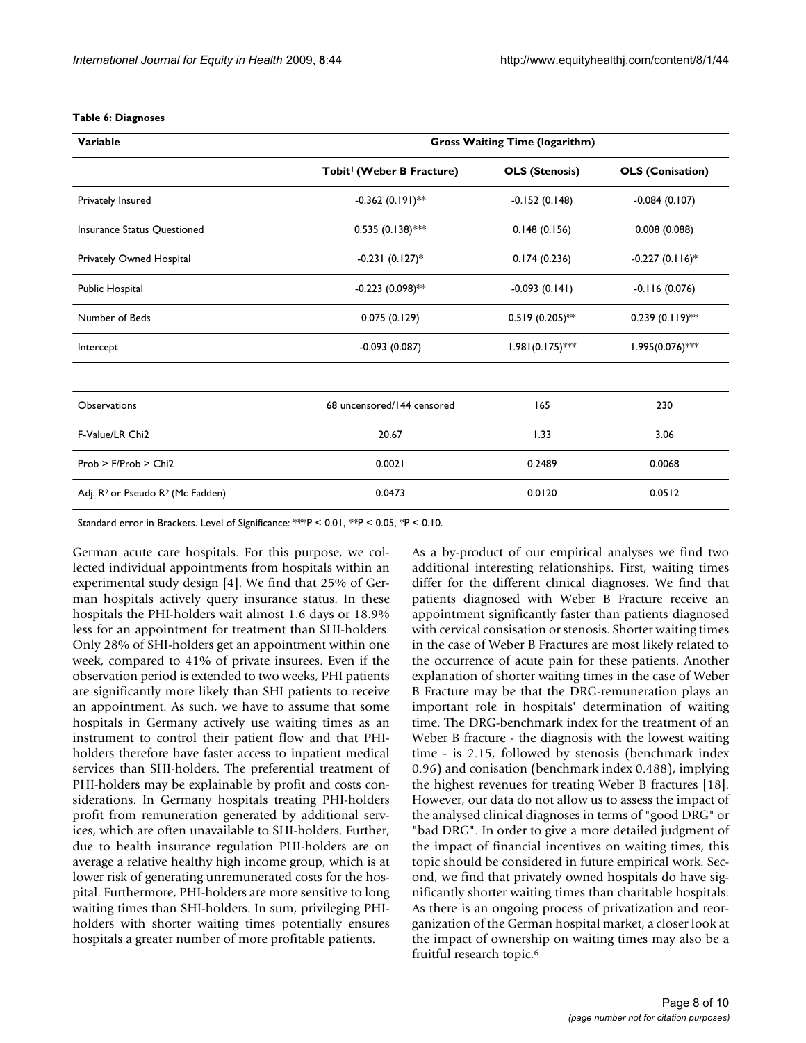**Table 6: Diagnoses**

| Variable | Gross Waiting Time (logarithm) | | |
|---|---|---|---|
| | Tobit[1] (Weber B Fracture) | OLS (Stenosis) | OLS (Conisation) |
| Privately Insured | -0.362 (0.191)** | -0.152 (0.148) | -0.084 (0.107) |
| Insurance Status Questioned | 0.535 (0.138)*** | 0.148 (0.156) | 0.008 (0.088) |
| Privately Owned Hospital | -0.231 (0.127)* | 0.174 (0.236) | -0.227 (0.116)* |
| Public Hospital | -0.223 (0.098)** | -0.093 (0.141) | -0.116 (0.076) |
| Number of Beds | 0.075 (0.129) | 0.519 (0.205)** | 0.239 (0.119)** |
| Intercept | -0.093 (0.087) | 1.981(0.175)*** | 1.995(0.076)*** |
| Observations | 68 uncensored/144 censored | 165 | 230 |
| F-Value/LR Chi2 | 20.67 | 1.33 | 3.06 |
| Prob > F/Prob > Chi2 | 0.0021 | 0.2489 | 0.0068 |
| Adj. $R^2$ or Pseudo $R^2$ (Mc Fadden) | 0.0473 | 0.0120 | 0.0512 |

Standard error in Brackets. Level of Significance: ***P < 0.01, **P < 0.05, *P < 0.10.

German acute care hospitals. For this purpose, we collected individual appointments from hospitals within an experimental study design [4]. We find that 25% of German hospitals actively query insurance status. In these hospitals the PHI-holders wait almost 1.6 days or 18.9% less for an appointment for treatment than SHI-holders. Only 28% of SHI-holders get an appointment within one week, compared to 41% of private insurees. Even if the observation period is extended to two weeks, PHI patients are significantly more likely than SHI patients to receive an appointment. As such, we have to assume that some hospitals in Germany actively use waiting times as an instrument to control their patient flow and that PHI-holders therefore have faster access to inpatient medical services than SHI-holders. The preferential treatment of PHI-holders may be explainable by profit and costs considerations. In Germany hospitals treating PHI-holders profit from remuneration generated by additional services, which are often unavailable to SHI-holders. Further, due to health insurance regulation PHI-holders are on average a relative healthy high income group, which is at lower risk of generating unremunerated costs for the hospital. Furthermore, PHI-holders are more sensitive to long waiting times than SHI-holders. In sum, privileging PHI-holders with shorter waiting times potentially ensures hospitals a greater number of more profitable patients.

As a by-product of our empirical analyses we find two additional interesting relationships. First, waiting times differ for the different clinical diagnoses. We find that patients diagnosed with Weber B Fracture receive an appointment significantly faster than patients diagnosed with cervical consisation or stenosis. Shorter waiting times in the case of Weber B Fractures are most likely related to the occurrence of acute pain for these patients. Another explanation of shorter waiting times in the case of Weber B Fracture may be that the DRG-remuneration plays an important role in hospitals' determination of waiting time. The DRG-benchmark index for the treatment of an Weber B fracture - the diagnosis with the lowest waiting time - is 2.15, followed by stenosis (benchmark index 0.96) and conisation (benchmark index 0.488), implying the highest revenues for treating Weber B fractures [18]. However, our data do not allow us to assess the impact of the analysed clinical diagnoses in terms of "good DRG" or "bad DRG". In order to give a more detailed judgment of the impact of financial incentives on waiting times, this topic should be considered in future empirical work. Second, we find that privately owned hospitals do have significantly shorter waiting times than charitable hospitals. As there is an ongoing process of privatization and reorganization of the German hospital market, a closer look at the impact of ownership on waiting times may also be a fruitful research topic.[6]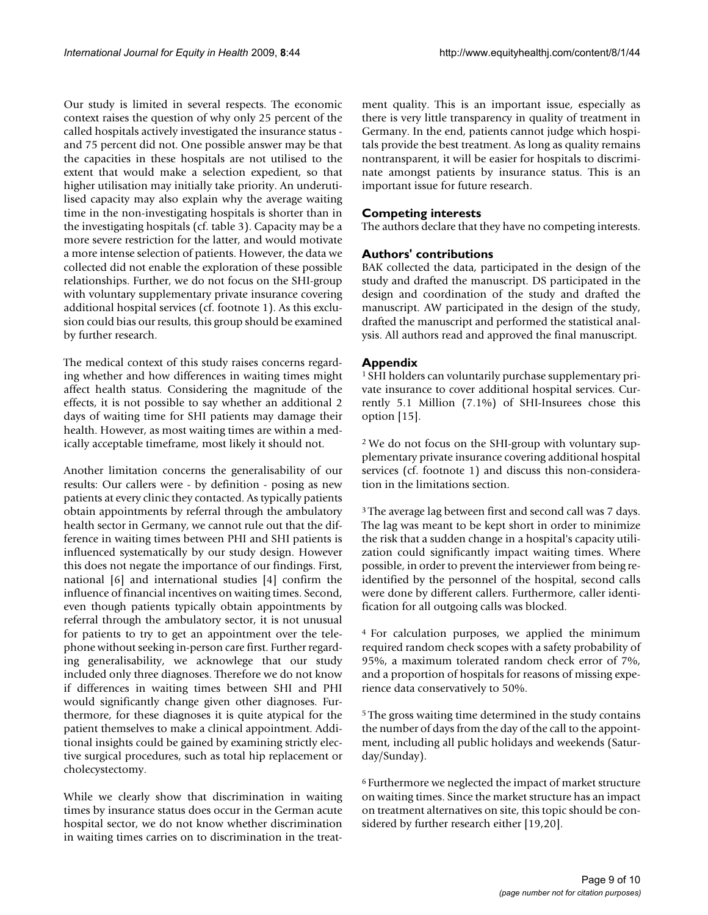Our study is limited in several respects. The economic context raises the question of why only 25 percent of the called hospitals actively investigated the insurance status - and 75 percent did not. One possible answer may be that the capacities in these hospitals are not utilised to the extent that would make a selection expedient, so that higher utilisation may initially take priority. An underutilised capacity may also explain why the average waiting time in the non-investigating hospitals is shorter than in the investigating hospitals (cf. table 3). Capacity may be a more severe restriction for the latter, and would motivate a more intense selection of patients. However, the data we collected did not enable the exploration of these possible relationships. Further, we do not focus on the SHI-group with voluntary supplementary private insurance covering additional hospital services (cf. footnote 1). As this exclusion could bias our results, this group should be examined by further research.

The medical context of this study raises concerns regarding whether and how differences in waiting times might affect health status. Considering the magnitude of the effects, it is not possible to say whether an additional 2 days of waiting time for SHI patients may damage their health. However, as most waiting times are within a medically acceptable timeframe, most likely it should not.

Another limitation concerns the generalisability of our results: Our callers were - by definition - posing as new patients at every clinic they contacted. As typically patients obtain appointments by referral through the ambulatory health sector in Germany, we cannot rule out that the difference in waiting times between PHI and SHI patients is influenced systematically by our study design. However this does not negate the importance of our findings. First, national [6] and international studies [4] confirm the influence of financial incentives on waiting times. Second, even though patients typically obtain appointments by referral through the ambulatory sector, it is not unusual for patients to try to get an appointment over the telephone without seeking in-person care first. Further regarding generalisability, we acknowlege that our study included only three diagnoses. Therefore we do not know if differences in waiting times between SHI and PHI would significantly change given other diagnoses. Furthermore, for these diagnoses it is quite atypical for the patient themselves to make a clinical appointment. Additional insights could be gained by examining strictly elective surgical procedures, such as total hip replacement or cholecystectomy.

While we clearly show that discrimination in waiting times by insurance status does occur in the German acute hospital sector, we do not know whether discrimination in waiting times carries on to discrimination in the treatment quality. This is an important issue, especially as there is very little transparency in quality of treatment in Germany. In the end, patients cannot judge which hospitals provide the best treatment. As long as quality remains nontransparent, it will be easier for hospitals to discriminate amongst patients by insurance status. This is an important issue for future research.

## Competing interests

The authors declare that they have no competing interests.

## Authors' contributions

BAK collected the data, participated in the design of the study and drafted the manuscript. DS participated in the design and coordination of the study and drafted the manuscript. AW participated in the design of the study, drafted the manuscript and performed the statistical analysis. All authors read and approved the final manuscript.

## Appendix

[1] SHI holders can voluntarily purchase supplementary private insurance to cover additional hospital services. Currently 5.1 Million (7.1%) of SHI-Insurees chose this option [15].

[2] We do not focus on the SHI-group with voluntary supplementary private insurance covering additional hospital services (cf. footnote 1) and discuss this non-consideration in the limitations section.

[3] The average lag between first and second call was 7 days. The lag was meant to be kept short in order to minimize the risk that a sudden change in a hospital's capacity utilization could significantly impact waiting times. Where possible, in order to prevent the interviewer from being re-identified by the personnel of the hospital, second calls were done by different callers. Furthermore, caller identification for all outgoing calls was blocked.

[4] For calculation purposes, we applied the minimum required random check scopes with a safety probability of 95%, a maximum tolerated random check error of 7%, and a proportion of hospitals for reasons of missing experience data conservatively to 50%.

[5] The gross waiting time determined in the study contains the number of days from the day of the call to the appointment, including all public holidays and weekends (Saturday/Sunday).

[6] Furthermore we neglected the impact of market structure on waiting times. Since the market structure has an impact on treatment alternatives on site, this topic should be considered by further research either [19,20].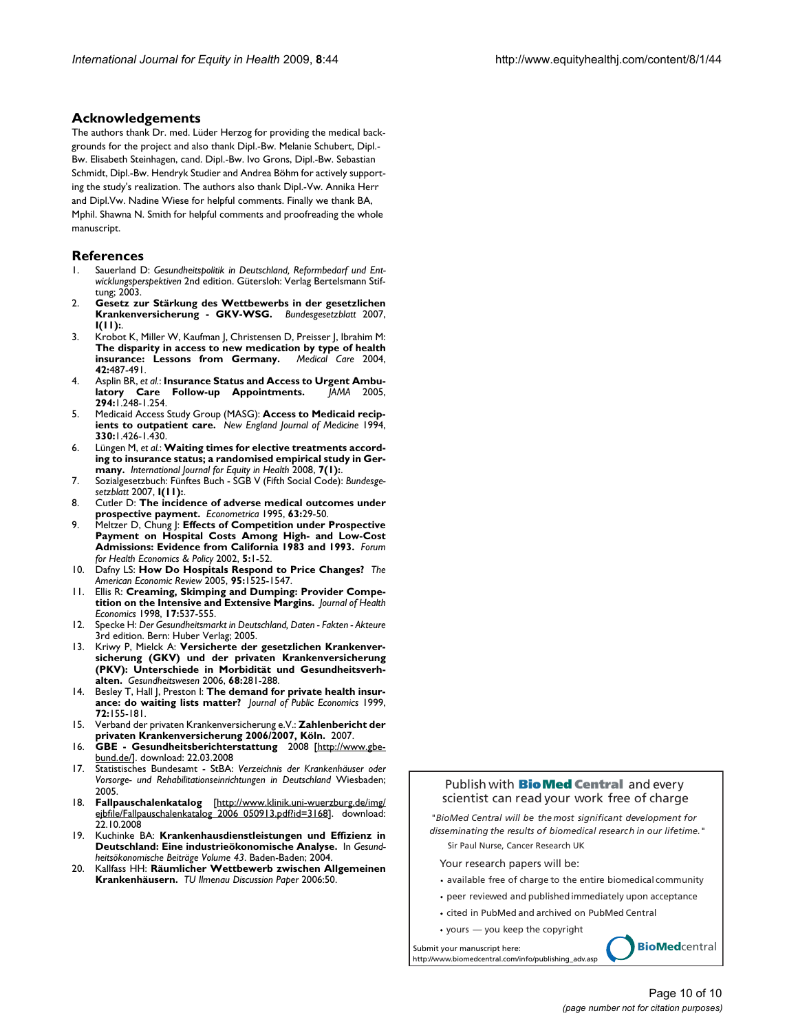## Acknowledgements

The authors thank Dr. med. Lüder Herzog for providing the medical backgrounds for the project and also thank Dipl.-Bw. Melanie Schubert, Dipl.-Bw. Elisabeth Steinhagen, cand. Dipl.-Bw. Ivo Grons, Dipl.-Bw. Sebastian Schmidt, Dipl.-Bw. Hendryk Studier and Andrea Böhm for actively supporting the study's realization. The authors also thank Dipl.-Vw. Annika Herr and Dipl.Vw. Nadine Wiese for helpful comments. Finally we thank BA, Mphil. Shawna N. Smith for helpful comments and proofreading the whole manuscript.

## References

1. Sauerland D: *Gesundheitspolitik in Deutschland, Reformbedarf und Entwicklungsperspektiven* 2nd edition. Gütersloh: Verlag Bertelsmann Stiftung; 2003.
2. **Gesetz zur Stärkung des Wettbewerbs in der gesetzlichen Krankenversicherung - GKV-WSG.** *Bundesgesetzblatt* 2007, **I(11):**.
3. Krobot K, Miller W, Kaufman J, Christensen D, Preisser J, Ibrahim M: **The disparity in access to new medication by type of health insurance: Lessons from Germany.** *Medical Care* 2004, **42:**487-491.
4. Asplin BR, *et al.*: **Insurance Status and Access to Urgent Ambulatory Care Follow-up Appointments.** *JAMA* 2005, **294:**1.248-1.254.
5. Medicaid Access Study Group (MASG): **Access to Medicaid recipients to outpatient care.** *New England Journal of Medicine* 1994, **330:**1.426-1.430.
6. Lüngen M, *et al.*: **Waiting times for elective treatments according to insurance status; a randomised empirical study in Germany.** *International Journal for Equity in Health* 2008, **7(1):**.
7. Sozialgesetzbuch: Fünftes Buch - SGB V (Fifth Social Code): *Bundesgesetzblatt* 2007, **I(11):**.
8. Cutler D: **The incidence of adverse medical outcomes under prospective payment.** *Econometrica* 1995, **63:**29-50.
9. Meltzer D, Chung J: **Effects of Competition under Prospective Payment on Hospital Costs Among High- and Low-Cost Admissions: Evidence from California 1983 and 1993.** *Forum for Health Economics & Policy* 2002, **5:**1-52.
10. Dafny LS: **How Do Hospitals Respond to Price Changes?** *The American Economic Review* 2005, **95:**1525-1547.
11. Ellis R: **Creaming, Skimping and Dumping: Provider Competition on the Intensive and Extensive Margins.** *Journal of Health Economics* 1998, **17:**537-555.
12. Specke H: *Der Gesundheitsmarkt in Deutschland, Daten - Fakten - Akteure* 3rd edition. Bern: Huber Verlag; 2005.
13. Kriwy P, Mielck A: **Versicherte der gesetzlichen Krankenversicherung (GKV) und der privaten Krankenversicherung (PKV): Unterschiede in Morbidität und Gesundheitsverhalten.** *Gesundheitswesen* 2006, **68:**281-288.
14. Besley T, Hall J, Preston I: **The demand for private health insurance: do waiting lists matter?** *Journal of Public Economics* 1999, **72:**155-181.
15. Verband der privaten Krankenversicherung e.V.: **Zahlenbericht der privaten Krankenversicherung 2006/2007, Köln.** 2007.
16. **GBE - Gesundheitsberichterstattung** 2008 [http://www.gbe-bund.de/]. download: 22.03.2008
17. Statistisches Bundesamt - StBA: *Verzeichnis der Krankenhäuser oder Vorsorge- und Rehabilitationseinrichtungen in Deutschland* Wiesbaden; 2005.
18. **Fallpauschalenkatalog** [http://www.klinik.uni-wuerzburg.de/img/ejbfile/Fallpauschalenkatalog_2006_050913.pdf?id=3168]. download: 22.10.2008
19. Kuchinke BA: **Krankenhausdienstleistungen und Effizienz in Deutschland: Eine industrieökonomische Analyse.** In *Gesundheitsökonomische Beiträge Volume 43*. Baden-Baden; 2004.
20. Kallfass HH: **Räumlicher Wettbewerb zwischen Allgemeinen Krankenhäusern.** *TU Ilmenau Discussion Paper* 2006:50.

Publish with **BioMed Central** and every scientist can read your work free of charge

*"BioMed Central will be the most significant development for disseminating the results of biomedical research in our lifetime."*

Sir Paul Nurse, Cancer Research UK

Your research papers will be:

- available free of charge to the entire biomedical community
- peer reviewed and published immediately upon acceptance
- cited in PubMed and archived on PubMed Central
- yours — you keep the copyright

Submit your manuscript here:
http://www.biomedcentral.com/info/publishing_adv.asp

BioMedcentral